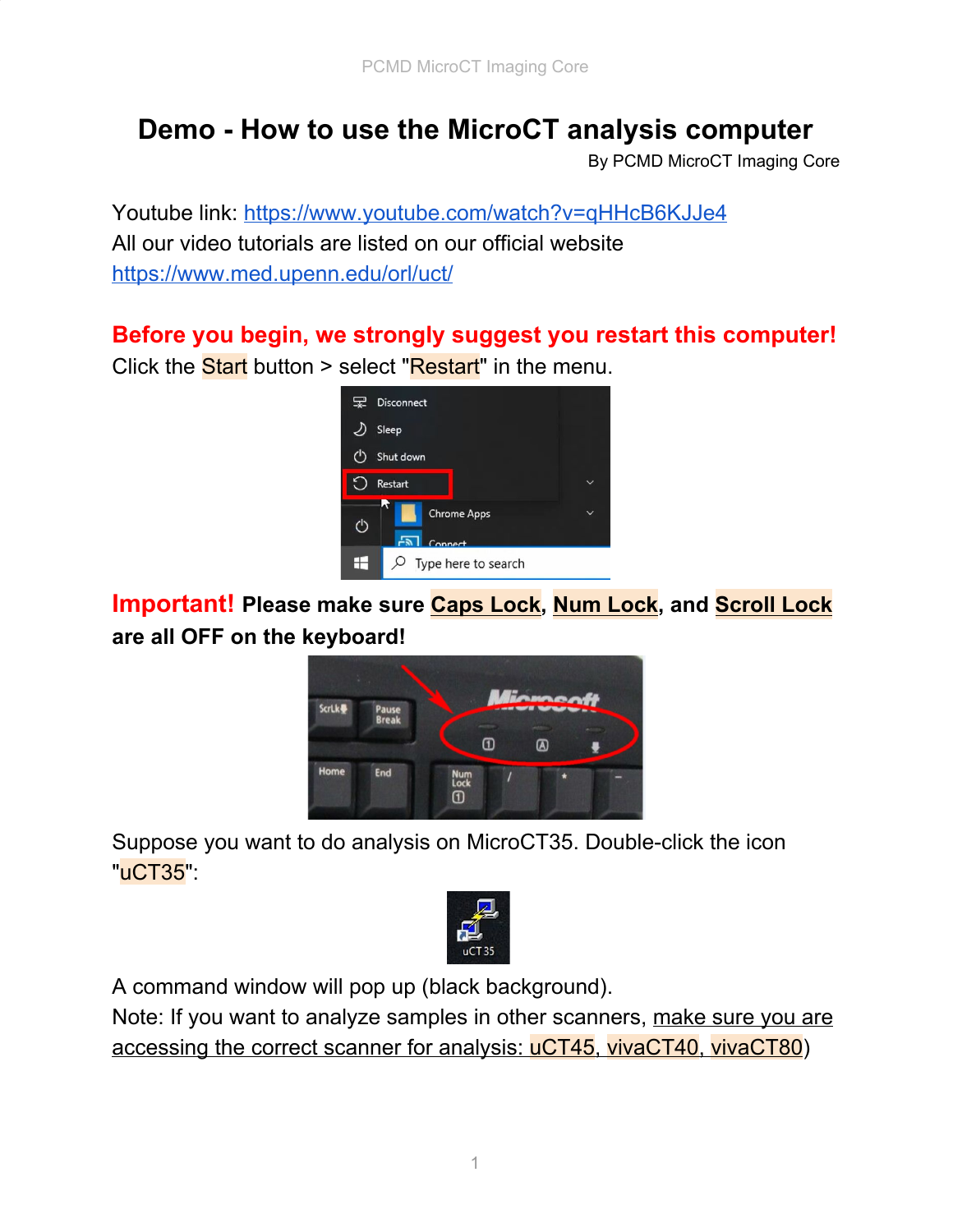# Demo - How to use the MicroCT analysis computer

By PCMD MicroCT Imaging Core

Youtube link: https://www.youtube.com/watch?v=qHHcB6KJJe4

All our video tutorials are listed on our official website https://www.med.upenn.edu/orl/uct/

**Before you begin, we strongly suggest you restart this computer!**

Click the Start button > select "Restart" in the menu.

**Important! Please make sure Caps Lock, Num Lock, and Scroll Lock are all OFF on the keyboard!**

Suppose you want to do analysis on MicroCT35. Double-click the icon "uCT35":

A command window will pop up (black background).

Note: If you want to analyze samples in other scanners, make sure you are accessing the correct scanner for analysis: uCT45, vivaCT40, vivaCT80)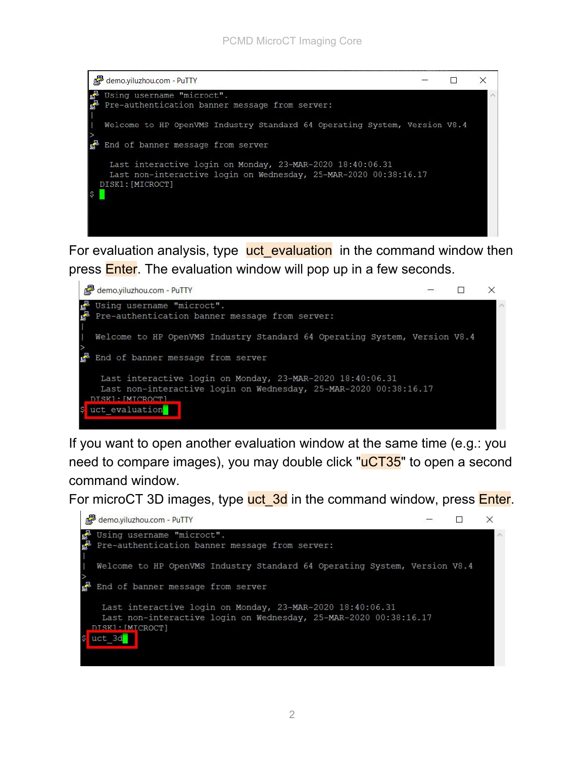```
Using username "microct".
Pre-authentication banner message from server:
|
| Welcome to HP OpenVMS Industry Standard 64 Operating System, Version V8.4
>
End of banner message from server

  Last interactive login on Monday, 23-MAR-2020 18:40:06.31
  Last non-interactive login on Wednesday, 25-MAR-2020 00:38:16.17
 DISK1:[MICROCT]
$
```

For evaluation analysis, type uct_evaluation in the command window then press Enter. The evaluation window will pop up in a few seconds.

```
Using username "microct".
Pre-authentication banner message from server:
|
| Welcome to HP OpenVMS Industry Standard 64 Operating System, Version V8.4
>
End of banner message from server

  Last interactive login on Monday, 23-MAR-2020 18:40:06.31
  Last non-interactive login on Wednesday, 25-MAR-2020 00:38:16.17
 DISK1:[MICROCT]
$ uct_evaluation
```

If you want to open another evaluation window at the same time (e.g.: you need to compare images), you may double click "uCT35" to open a second command window.

For microCT 3D images, type uct_3d in the command window, press Enter.

```
Using username "microct".
Pre-authentication banner message from server:
|
| Welcome to HP OpenVMS Industry Standard 64 Operating System, Version V8.4
>
End of banner message from server

  Last interactive login on Monday, 23-MAR-2020 18:40:06.31
  Last non-interactive login on Wednesday, 25-MAR-2020 00:38:16.17
 DISK1:[MICROCT]
$ uct_3d
```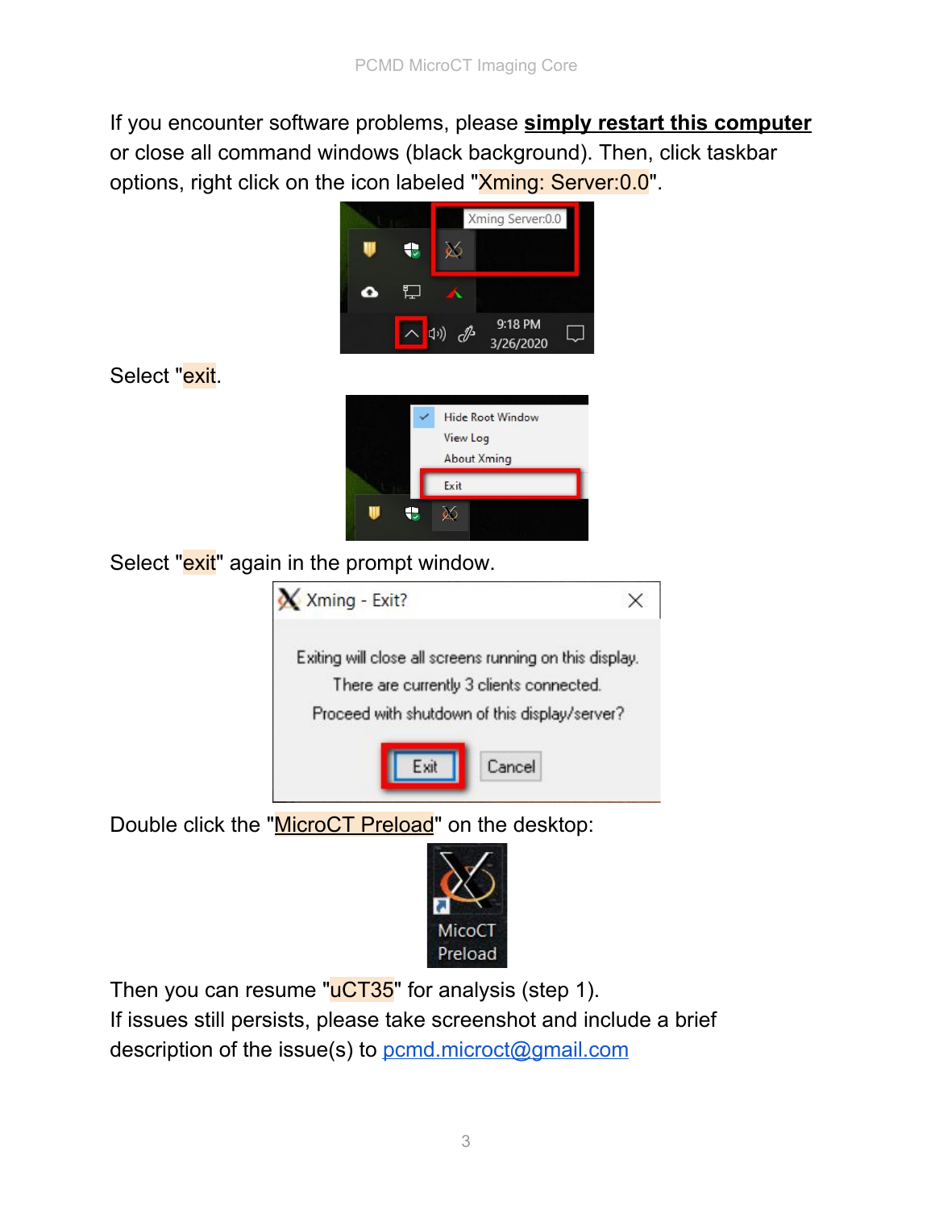If you encounter software problems, please **simply restart this computer** or close all command windows (black background). Then, click taskbar options, right click on the icon labeled "Xming: Server:0.0".

Select "exit.

Select "exit" again in the prompt window.

Double click the "MicroCT Preload" on the desktop:

Then you can resume "uCT35" for analysis (step 1).
If issues still persists, please take screenshot and include a brief description of the issue(s) to pcmd.microct@gmail.com